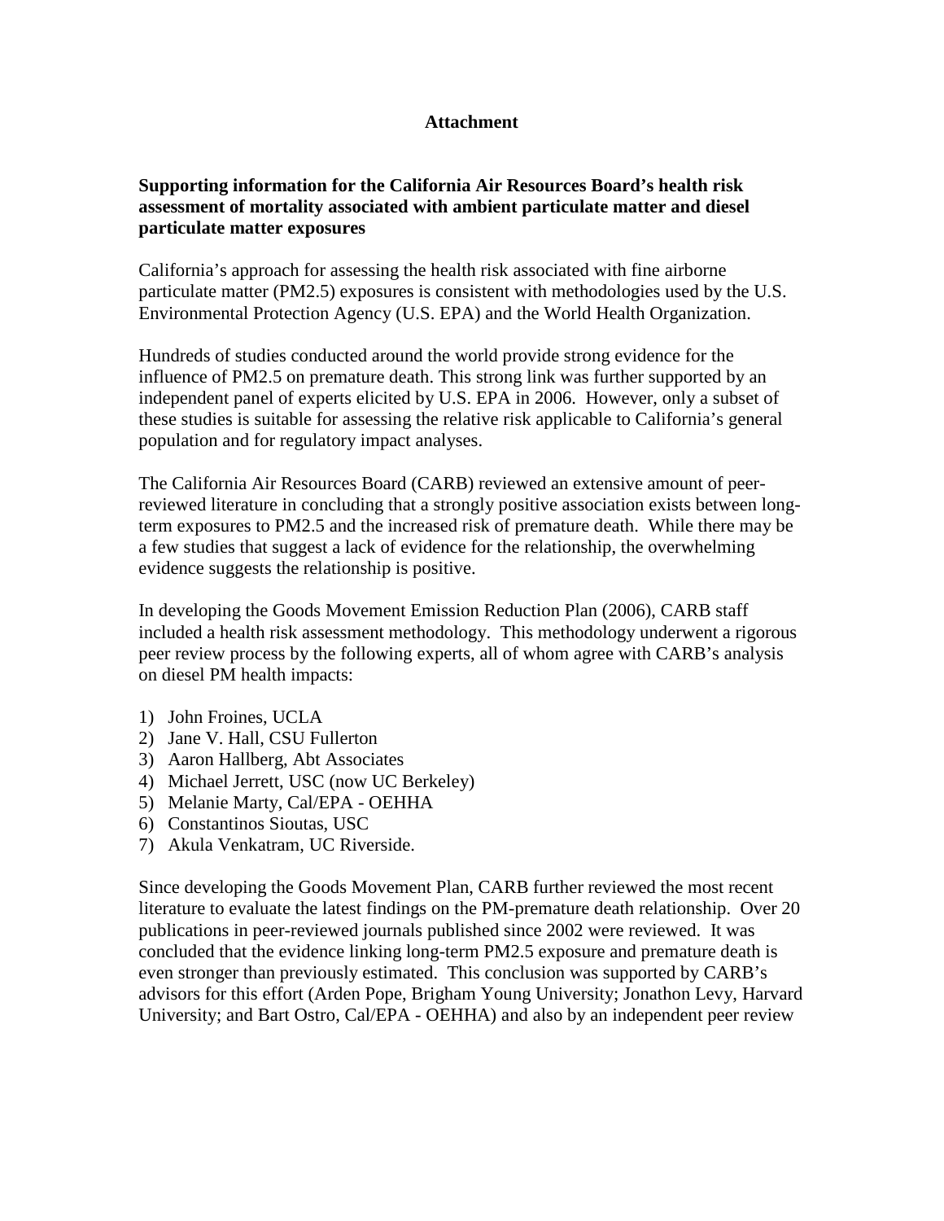**Attachment**

**Supporting information for the California Air Resources Board's health risk assessment of mortality associated with ambient particulate matter and diesel particulate matter exposures**

California's approach for assessing the health risk associated with fine airborne particulate matter (PM2.5) exposures is consistent with methodologies used by the U.S. Environmental Protection Agency (U.S. EPA) and the World Health Organization.

Hundreds of studies conducted around the world provide strong evidence for the influence of PM2.5 on premature death. This strong link was further supported by an independent panel of experts elicited by U.S. EPA in 2006. However, only a subset of these studies is suitable for assessing the relative risk applicable to California's general population and for regulatory impact analyses.

The California Air Resources Board (CARB) reviewed an extensive amount of peer-reviewed literature in concluding that a strongly positive association exists between long-term exposures to PM2.5 and the increased risk of premature death. While there may be a few studies that suggest a lack of evidence for the relationship, the overwhelming evidence suggests the relationship is positive.

In developing the Goods Movement Emission Reduction Plan (2006), CARB staff included a health risk assessment methodology. This methodology underwent a rigorous peer review process by the following experts, all of whom agree with CARB's analysis on diesel PM health impacts:

1) John Froines, UCLA
2) Jane V. Hall, CSU Fullerton
3) Aaron Hallberg, Abt Associates
4) Michael Jerrett, USC (now UC Berkeley)
5) Melanie Marty, Cal/EPA - OEHHA
6) Constantinos Sioutas, USC
7) Akula Venkatram, UC Riverside.

Since developing the Goods Movement Plan, CARB further reviewed the most recent literature to evaluate the latest findings on the PM-premature death relationship. Over 20 publications in peer-reviewed journals published since 2002 were reviewed. It was concluded that the evidence linking long-term PM2.5 exposure and premature death is even stronger than previously estimated. This conclusion was supported by CARB's advisors for this effort (Arden Pope, Brigham Young University; Jonathon Levy, Harvard University; and Bart Ostro, Cal/EPA - OEHHA) and also by an independent peer review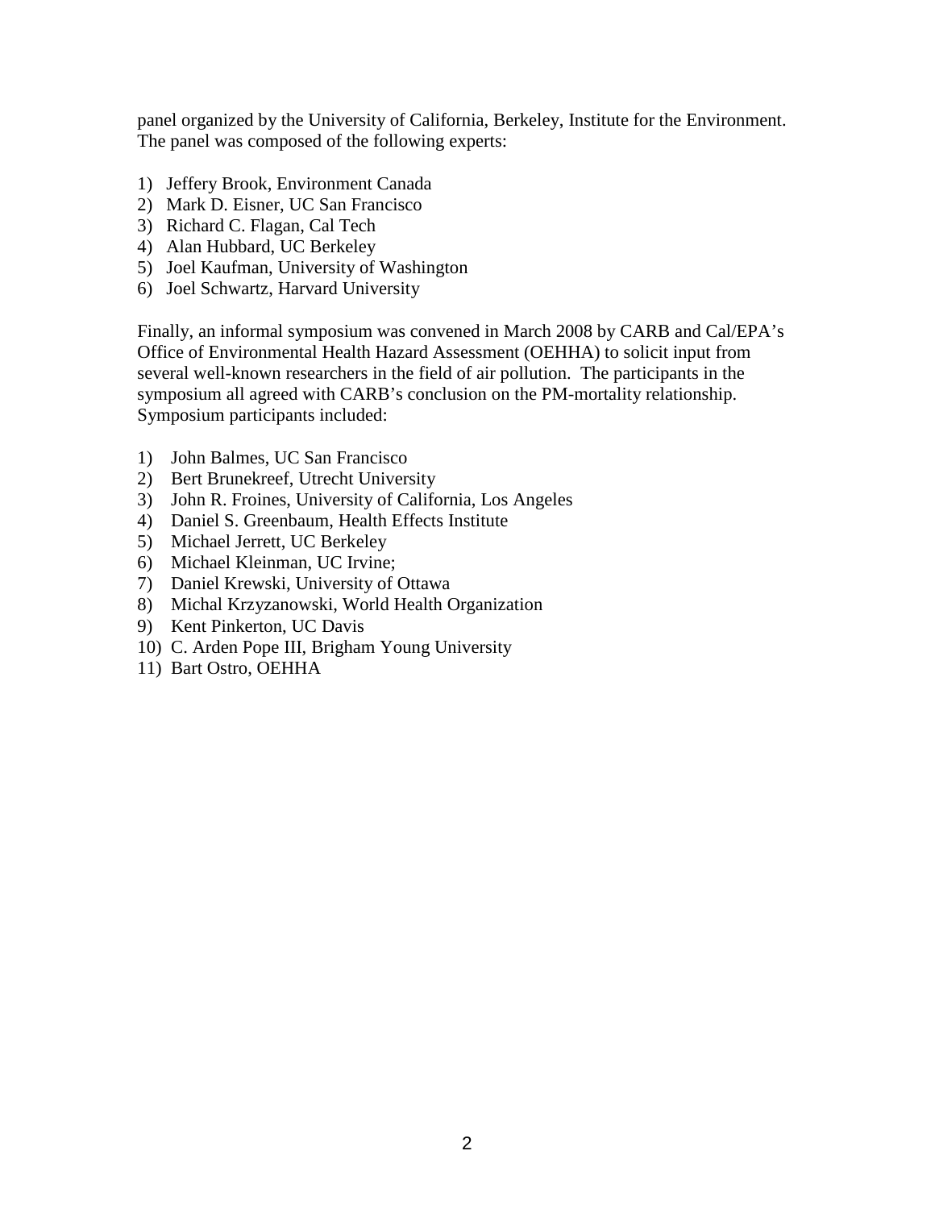panel organized by the University of California, Berkeley, Institute for the Environment. The panel was composed of the following experts:

1) Jeffery Brook, Environment Canada
2) Mark D. Eisner, UC San Francisco
3) Richard C. Flagan, Cal Tech
4) Alan Hubbard, UC Berkeley
5) Joel Kaufman, University of Washington
6) Joel Schwartz, Harvard University

Finally, an informal symposium was convened in March 2008 by CARB and Cal/EPA's Office of Environmental Health Hazard Assessment (OEHHA) to solicit input from several well-known researchers in the field of air pollution. The participants in the symposium all agreed with CARB's conclusion on the PM-mortality relationship. Symposium participants included:

1) John Balmes, UC San Francisco
2) Bert Brunekreef, Utrecht University
3) John R. Froines, University of California, Los Angeles
4) Daniel S. Greenbaum, Health Effects Institute
5) Michael Jerrett, UC Berkeley
6) Michael Kleinman, UC Irvine;
7) Daniel Krewski, University of Ottawa
8) Michal Krzyzanowski, World Health Organization
9) Kent Pinkerton, UC Davis
10) C. Arden Pope III, Brigham Young University
11) Bart Ostro, OEHHA